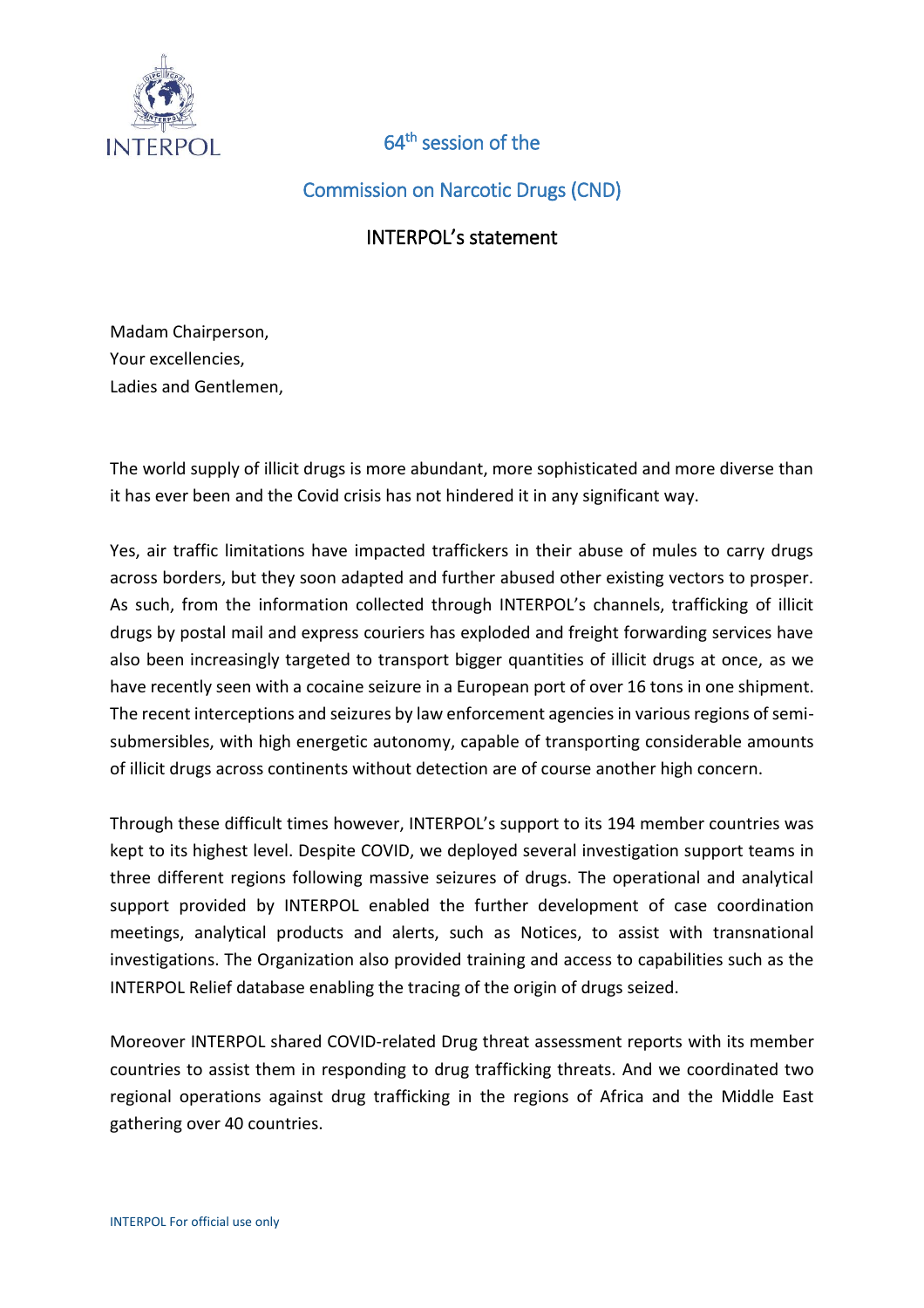# 64th session of the Commission on Narcotic Drugs (CND)

## INTERPOL's statement

Madam Chairperson,
Your excellencies,
Ladies and Gentlemen,

The world supply of illicit drugs is more abundant, more sophisticated and more diverse than it has ever been and the Covid crisis has not hindered it in any significant way.

Yes, air traffic limitations have impacted traffickers in their abuse of mules to carry drugs across borders, but they soon adapted and further abused other existing vectors to prosper. As such, from the information collected through INTERPOL's channels, trafficking of illicit drugs by postal mail and express couriers has exploded and freight forwarding services have also been increasingly targeted to transport bigger quantities of illicit drugs at once, as we have recently seen with a cocaine seizure in a European port of over 16 tons in one shipment. The recent interceptions and seizures by law enforcement agencies in various regions of semi-submersibles, with high energetic autonomy, capable of transporting considerable amounts of illicit drugs across continents without detection are of course another high concern.

Through these difficult times however, INTERPOL's support to its 194 member countries was kept to its highest level. Despite COVID, we deployed several investigation support teams in three different regions following massive seizures of drugs. The operational and analytical support provided by INTERPOL enabled the further development of case coordination meetings, analytical products and alerts, such as Notices, to assist with transnational investigations. The Organization also provided training and access to capabilities such as the INTERPOL Relief database enabling the tracing of the origin of drugs seized.

Moreover INTERPOL shared COVID-related Drug threat assessment reports with its member countries to assist them in responding to drug trafficking threats. And we coordinated two regional operations against drug trafficking in the regions of Africa and the Middle East gathering over 40 countries.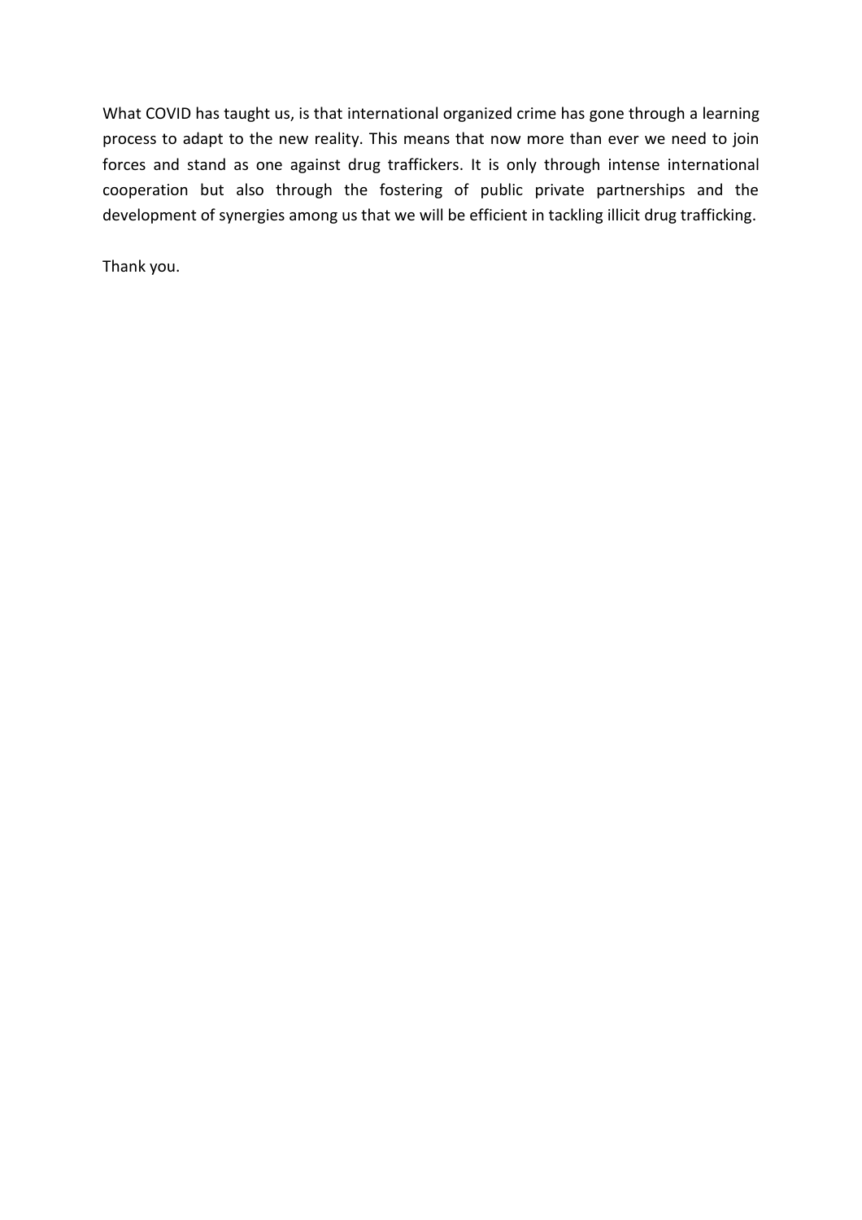What COVID has taught us, is that international organized crime has gone through a learning process to adapt to the new reality. This means that now more than ever we need to join forces and stand as one against drug traffickers. It is only through intense international cooperation but also through the fostering of public private partnerships and the development of synergies among us that we will be efficient in tackling illicit drug trafficking.

Thank you.